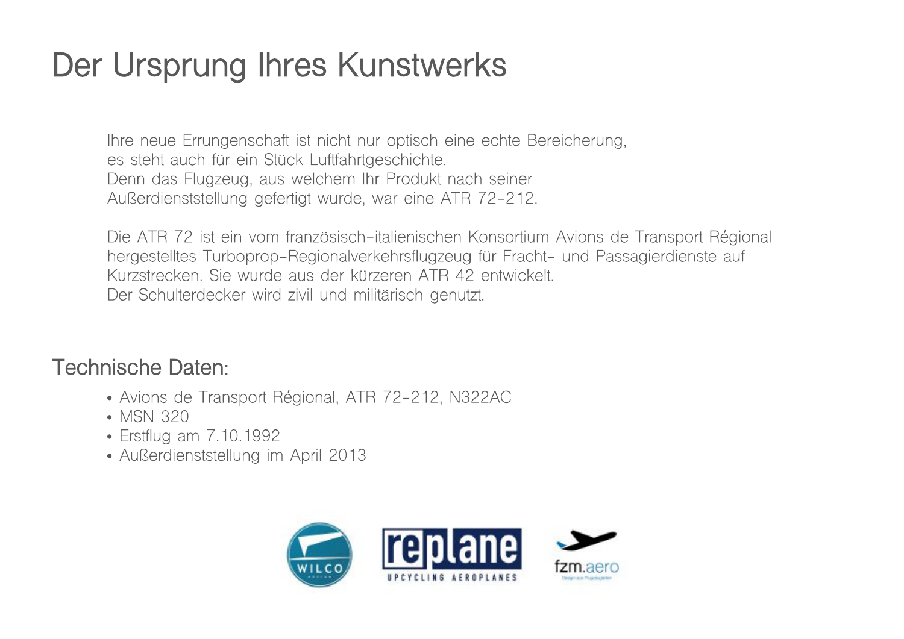# Der Ursprung Ihres Kunstwerks

Ihre neue Errungenschaft ist nicht nur optisch eine echte Bereicherung, es steht auch für ein Stück Luftfahrtgeschichte.
Denn das Flugzeug, aus welchem Ihr Produkt nach seiner Außerdienststellung gefertigt wurde, war eine ATR 72-212.

Die ATR 72 ist ein vom französisch-italienischen Konsortium Avions de Transport Régional hergestelltes Turboprop-Regionalverkehrsflugzeug für Fracht- und Passagierdienste auf Kurzstrecken. Sie wurde aus der kürzeren ATR 42 entwickelt.
Der Schulterdecker wird zivil und militärisch genutzt.

## Technische Daten:

- Avions de Transport Régional, ATR 72-212, N322AC
- MSN 320
- Erstflug am 7.10.1992
- Außerdienststellung im April 2013

WILCO DESIGN

replane UPCYCLING AEROPLANES

fzm.aero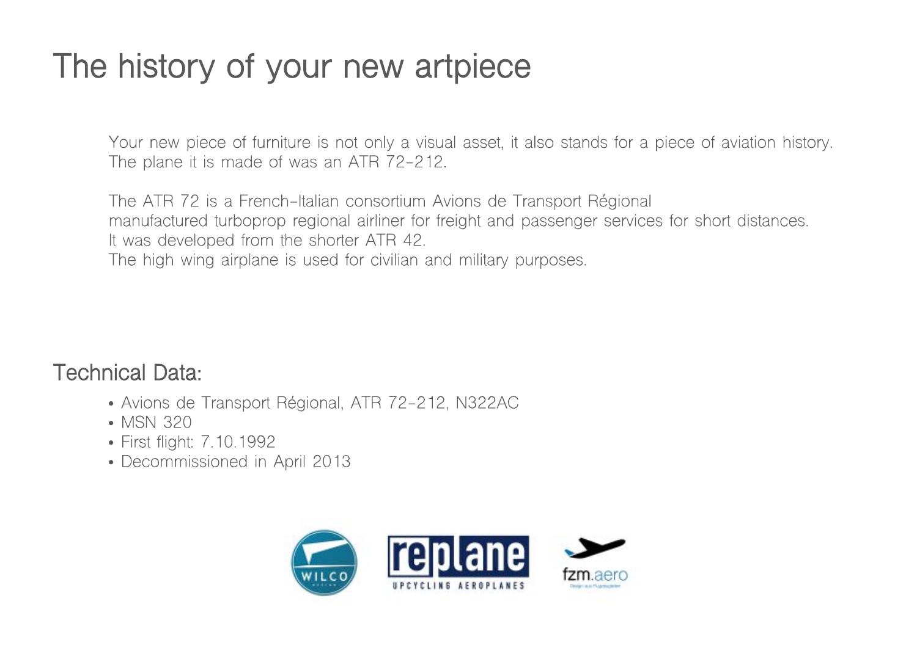# The history of your new artpiece

Your new piece of furniture is not only a visual asset, it also stands for a piece of aviation history. The plane it is made of was an ATR 72-212.

The ATR 72 is a French-Italian consortium Avions de Transport Régional manufactured turboprop regional airliner for freight and passenger services for short distances. It was developed from the shorter ATR 42. The high wing airplane is used for civilian and military purposes.

## Technical Data:

- Avions de Transport Régional, ATR 72-212, N322AC
- MSN 320
- First flight: 7.10.1992
- Decommissioned in April 2013

WILCO DESIGN    replane UPCYCLING AEROPLANES    fzm.aero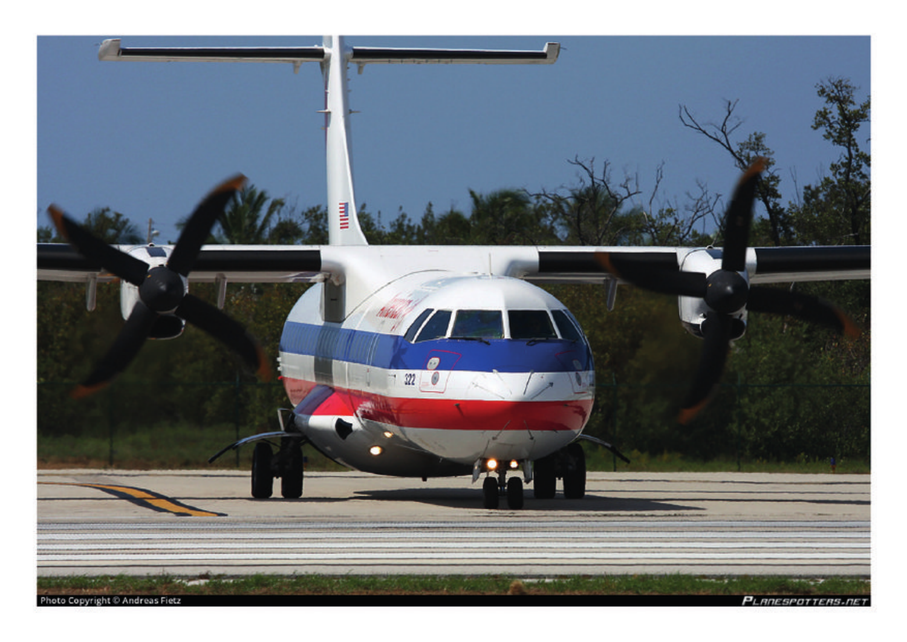Photo Copyright © Andreas Fietz

PLANESPOTTERS.NET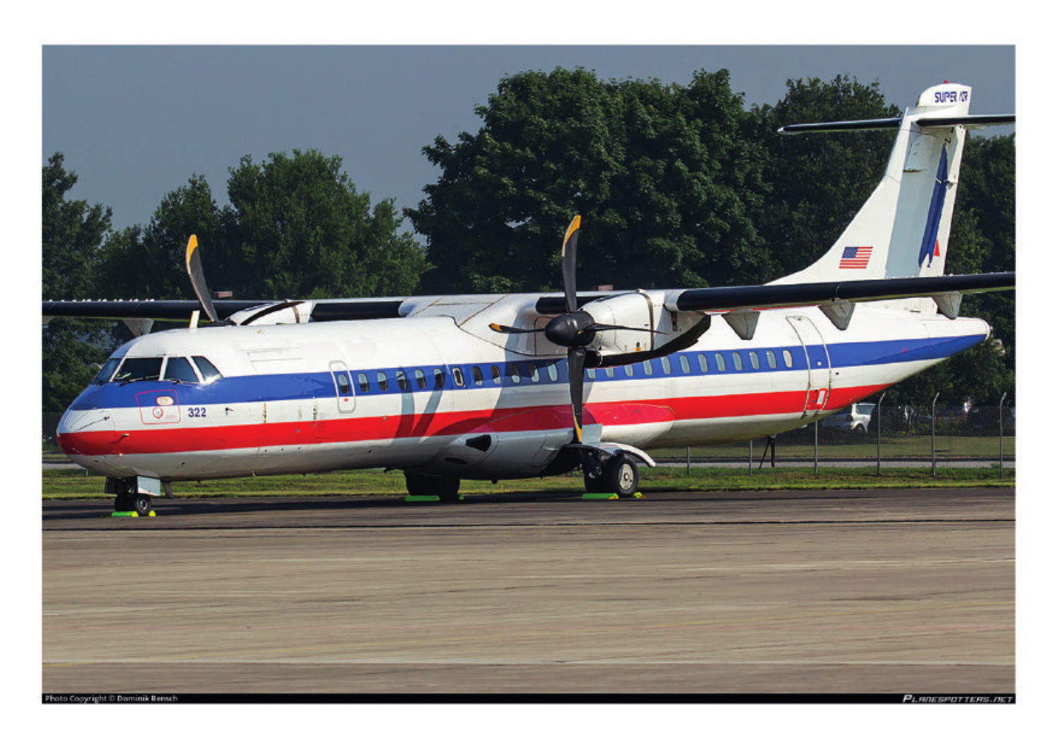Photo Copyright © Dominik Bensch

PLANESPOTTERS.NET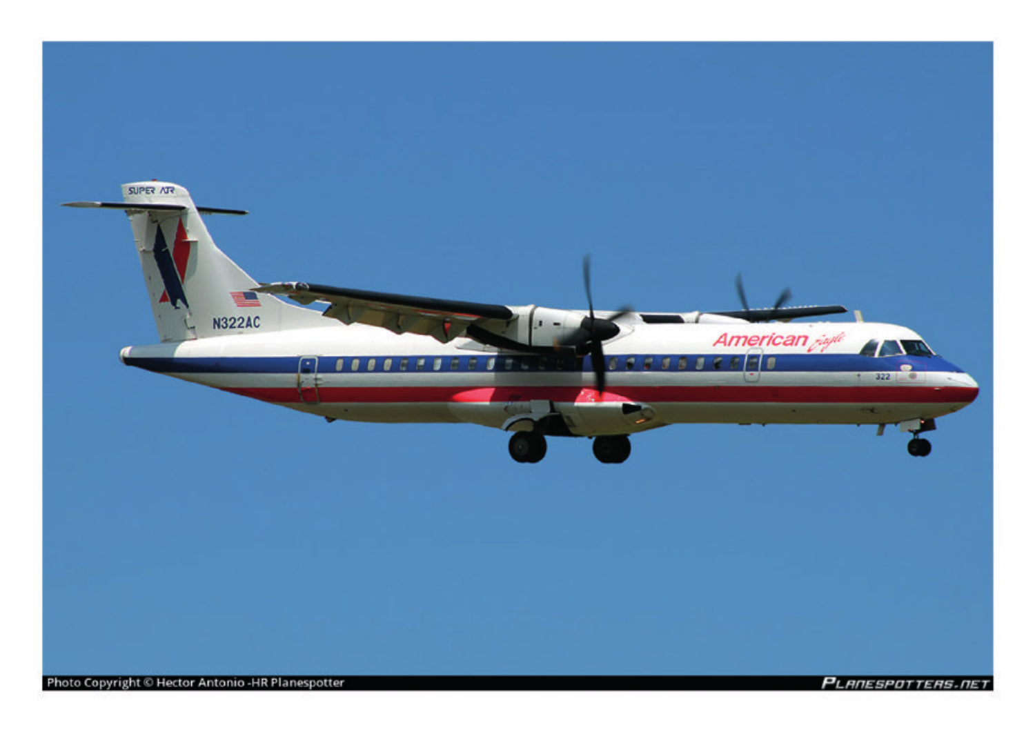Photo Copyright © Hector Antonio -HR Planespotter

PLANESPOTTERS.NET